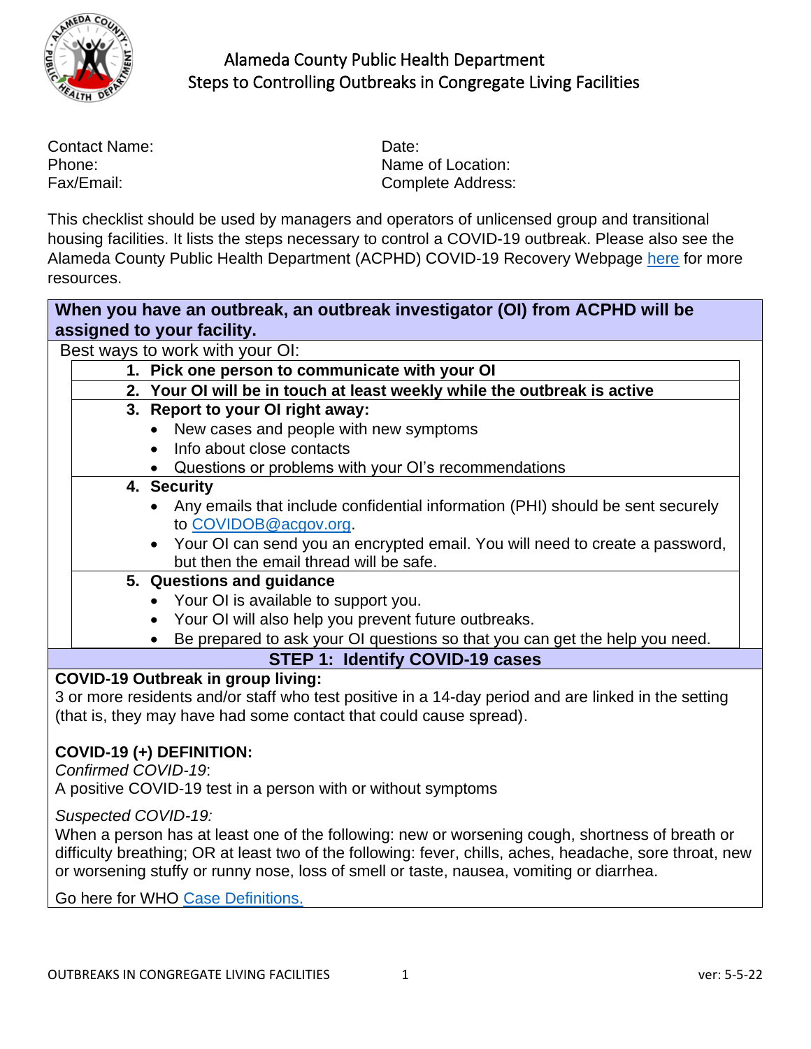# Alameda County Public Health Department
## Steps to Controlling Outbreaks in Congregate Living Facilities

Contact Name:
Phone:
Fax/Email:

Date:
Name of Location:
Complete Address:

This checklist should be used by managers and operators of unlicensed group and transitional housing facilities. It lists the steps necessary to control a COVID-19 outbreak. Please also see the Alameda County Public Health Department (ACPHD) COVID-19 Recovery Webpage here for more resources.

**When you have an outbreak, an outbreak investigator (OI) from ACPHD will be assigned to your facility.**

Best ways to work with your OI:

1. **Pick one person to communicate with your OI**
2. **Your OI will be in touch at least weekly while the outbreak is active**
3. **Report to your OI right away:**
   - New cases and people with new symptoms
   - Info about close contacts
   - Questions or problems with your OI's recommendations
4. **Security**
   - Any emails that include confidential information (PHI) should be sent securely to COVIDOB@acgov.org.
   - Your OI can send you an encrypted email. You will need to create a password, but then the email thread will be safe.
5. **Questions and guidance**
   - Your OI is available to support you.
   - Your OI will also help you prevent future outbreaks.
   - Be prepared to ask your OI questions so that you can get the help you need.

## STEP 1: Identify COVID-19 cases

**COVID-19 Outbreak in group living:**
3 or more residents and/or staff who test positive in a 14-day period and are linked in the setting (that is, they may have had some contact that could cause spread).

**COVID-19 (+) DEFINITION:**
*Confirmed COVID-19*:
A positive COVID-19 test in a person with or without symptoms

*Suspected COVID-19:*
When a person has at least one of the following: new or worsening cough, shortness of breath or difficulty breathing; OR at least two of the following: fever, chills, aches, headache, sore throat, new or worsening stuffy or runny nose, loss of smell or taste, nausea, vomiting or diarrhea.

Go here for WHO Case Definitions.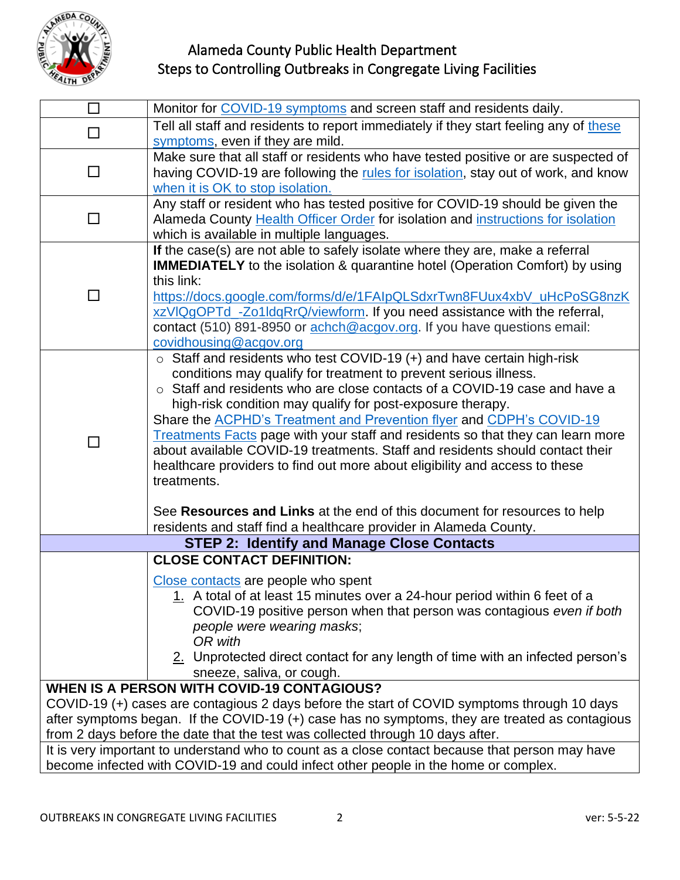| | |
|---|---|
| ☐ | Monitor for COVID-19 symptoms and screen staff and residents daily. |
| ☐ | Tell all staff and residents to report immediately if they start feeling any of these symptoms, even if they are mild. |
| ☐ | Make sure that all staff or residents who have tested positive or are suspected of having COVID-19 are following the rules for isolation, stay out of work, and know when it is OK to stop isolation. |
| ☐ | Any staff or resident who has tested positive for COVID-19 should be given the Alameda County Health Officer Order for isolation and instructions for isolation which is available in multiple languages. |
| ☐ | **If** the case(s) are not able to safely isolate where they are, make a referral **IMMEDIATELY** to the isolation & quarantine hotel (Operation Comfort) by using this link: https://docs.google.com/forms/d/e/1FAIpQLSdxrTwn8FUux4xbV_uHcPoSG8nzKxzVlQgOPTd_-Zo1ldqRrQ/viewform. If you need assistance with the referral, contact (510) 891-8950 or achch@acgov.org. If you have questions email: covidhousing@acgov.org |
| ☐ | ○ Staff and residents who test COVID-19 (+) and have certain high-risk conditions may qualify for treatment to prevent serious illness.<br>○ Staff and residents who are close contacts of a COVID-19 case and have a high-risk condition may qualify for post-exposure therapy.<br>Share the ACPHD's Treatment and Prevention flyer and CDPH's COVID-19 Treatments Facts page with your staff and residents so that they can learn more about available COVID-19 treatments. Staff and residents should contact their healthcare providers to find out more about eligibility and access to these treatments.<br><br>See **Resources and Links** at the end of this document for resources to help residents and staff find a healthcare provider in Alameda County. |

## STEP 2: Identify and Manage Close Contacts

**CLOSE CONTACT DEFINITION:**

Close contacts are people who spent

1. A total of at least 15 minutes over a 24-hour period within 6 feet of a COVID-19 positive person when that person was contagious *even if both people were wearing masks*;
   *OR with*
2. Unprotected direct contact for any length of time with an infected person's sneeze, saliva, or cough.

**WHEN IS A PERSON WITH COVID-19 CONTAGIOUS?**

COVID-19 (+) cases are contagious 2 days before the start of COVID symptoms through 10 days after symptoms began. If the COVID-19 (+) case has no symptoms, they are treated as contagious from 2 days before the date that the test was collected through 10 days after.

It is very important to understand who to count as a close contact because that person may have become infected with COVID-19 and could infect other people in the home or complex.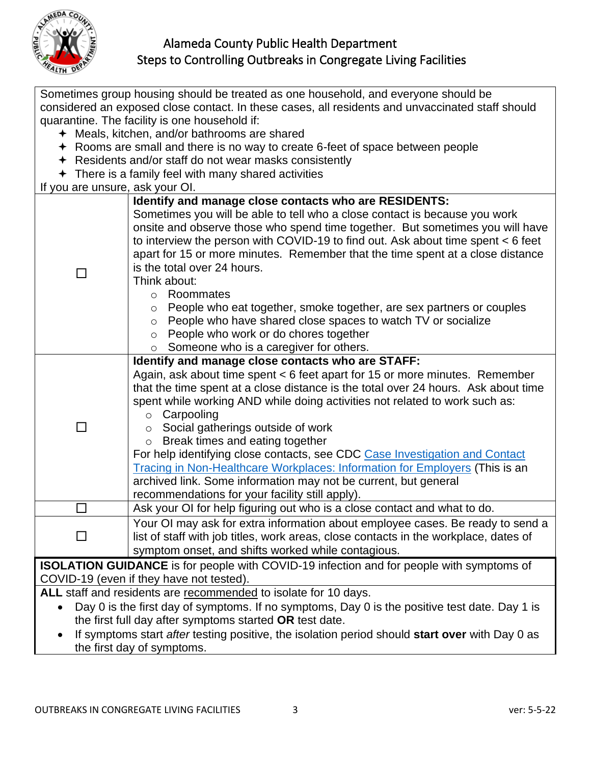Sometimes group housing should be treated as one household, and everyone should be considered an exposed close contact. In these cases, all residents and unvaccinated staff should quarantine. The facility is one household if:

- ✦ Meals, kitchen, and/or bathrooms are shared
- ✦ Rooms are small and there is no way to create 6-feet of space between people
- ✦ Residents and/or staff do not wear masks consistently
- ✦ There is a family feel with many shared activities

If you are unsure, ask your OI.

| | |
|---|---|
| ☐ | **Identify and manage close contacts who are RESIDENTS:** Sometimes you will be able to tell who a close contact is because you work onsite and observe those who spend time together. But sometimes you will have to interview the person with COVID-19 to find out. Ask about time spent < 6 feet apart for 15 or more minutes. Remember that the time spent at a close distance is the total over 24 hours. Think about: <br>○ Roommates <br>○ People who eat together, smoke together, are sex partners or couples <br>○ People who have shared close spaces to watch TV or socialize <br>○ People who work or do chores together <br>○ Someone who is a caregiver for others. |
| ☐ | **Identify and manage close contacts who are STAFF:** Again, ask about time spent < 6 feet apart for 15 or more minutes. Remember that the time spent at a close distance is the total over 24 hours. Ask about time spent while working AND while doing activities not related to work such as: <br>○ Carpooling <br>○ Social gatherings outside of work <br>○ Break times and eating together <br>For help identifying close contacts, see CDC [Case Investigation and Contact Tracing in Non-Healthcare Workplaces: Information for Employers]() (This is an archived link. Some information may not be current, but general recommendations for your facility still apply). |
| ☐ | Ask your OI for help figuring out who is a close contact and what to do. |
| ☐ | Your OI may ask for extra information about employee cases. Be ready to send a list of staff with job titles, work areas, close contacts in the workplace, dates of symptom onset, and shifts worked while contagious. |

**ISOLATION GUIDANCE** is for people with COVID-19 infection and for people with symptoms of COVID-19 (even if they have not tested).

**ALL** staff and residents are recommended to isolate for 10 days.

- Day 0 is the first day of symptoms. If no symptoms, Day 0 is the positive test date. Day 1 is the first full day after symptoms started **OR** test date.
- If symptoms start *after* testing positive, the isolation period should **start over** with Day 0 as the first day of symptoms.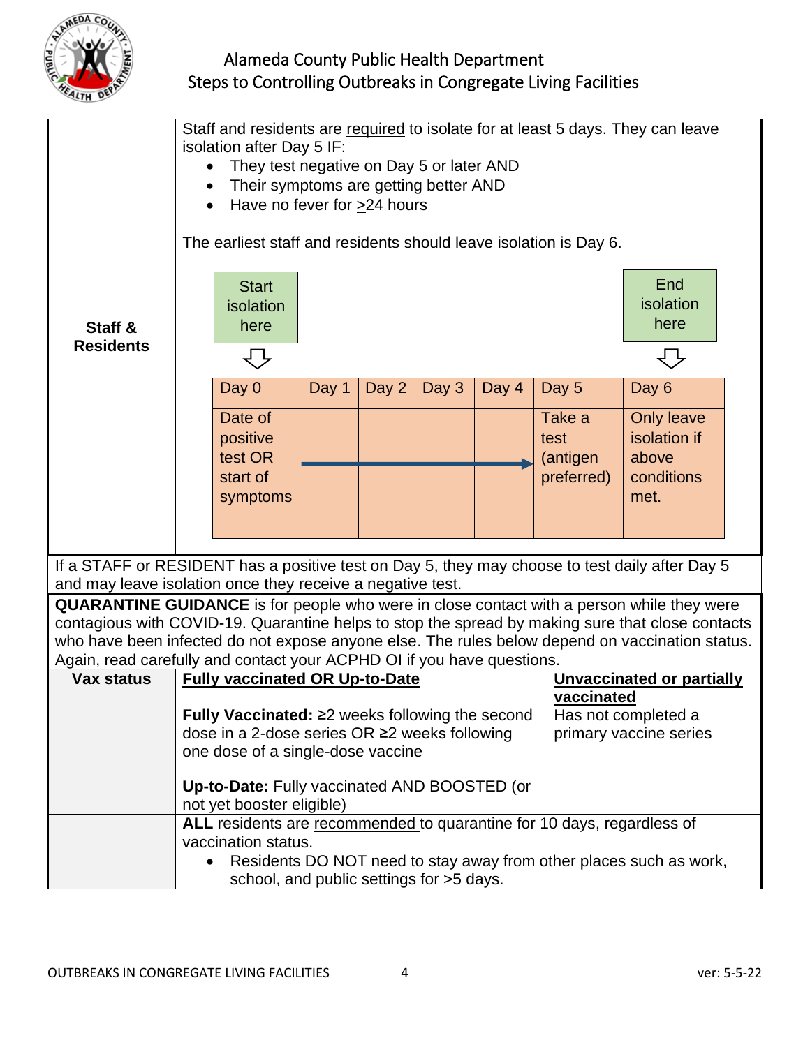| | |
|---|---|
| **Staff & Residents** | Staff and residents are required to isolate for at least 5 days. They can leave isolation after Day 5 IF:<br>• They test negative on Day 5 or later AND<br>• Their symptoms are getting better AND<br>• Have no fever for >24 hours<br><br>The earliest staff and residents should leave isolation is Day 6. |

| Start isolation here | | | | | | End isolation here |
|---|---|---|---|---|---|---|
| Day 0 | Day 1 | Day 2 | Day 3 | Day 4 | Day 5 | Day 6 |
| Date of positive test OR start of symptoms | → | → | → | → | Take a test (antigen preferred) | Only leave isolation if above conditions met. |

If a STAFF or RESIDENT has a positive test on Day 5, they may choose to test daily after Day 5 and may leave isolation once they receive a negative test.

**QUARANTINE GUIDANCE** is for people who were in close contact with a person while they were contagious with COVID-19. Quarantine helps to stop the spread by making sure that close contacts who have been infected do not expose anyone else. The rules below depend on vaccination status. Again, read carefully and contact your ACPHD OI if you have questions.

| **Vax status** | **Fully vaccinated OR Up-to-Date** | **Unvaccinated or partially vaccinated** |
|---|---|---|
| | **Fully Vaccinated:** ≥2 weeks following the second dose in a 2-dose series OR ≥2 weeks following one dose of a single-dose vaccine<br><br>**Up-to-Date:** Fully vaccinated AND BOOSTED (or not yet booster eligible) | Has not completed a primary vaccine series |
| | **ALL** residents are recommended to quarantine for 10 days, regardless of vaccination status.<br>• Residents DO NOT need to stay away from other places such as work, school, and public settings for >5 days. | |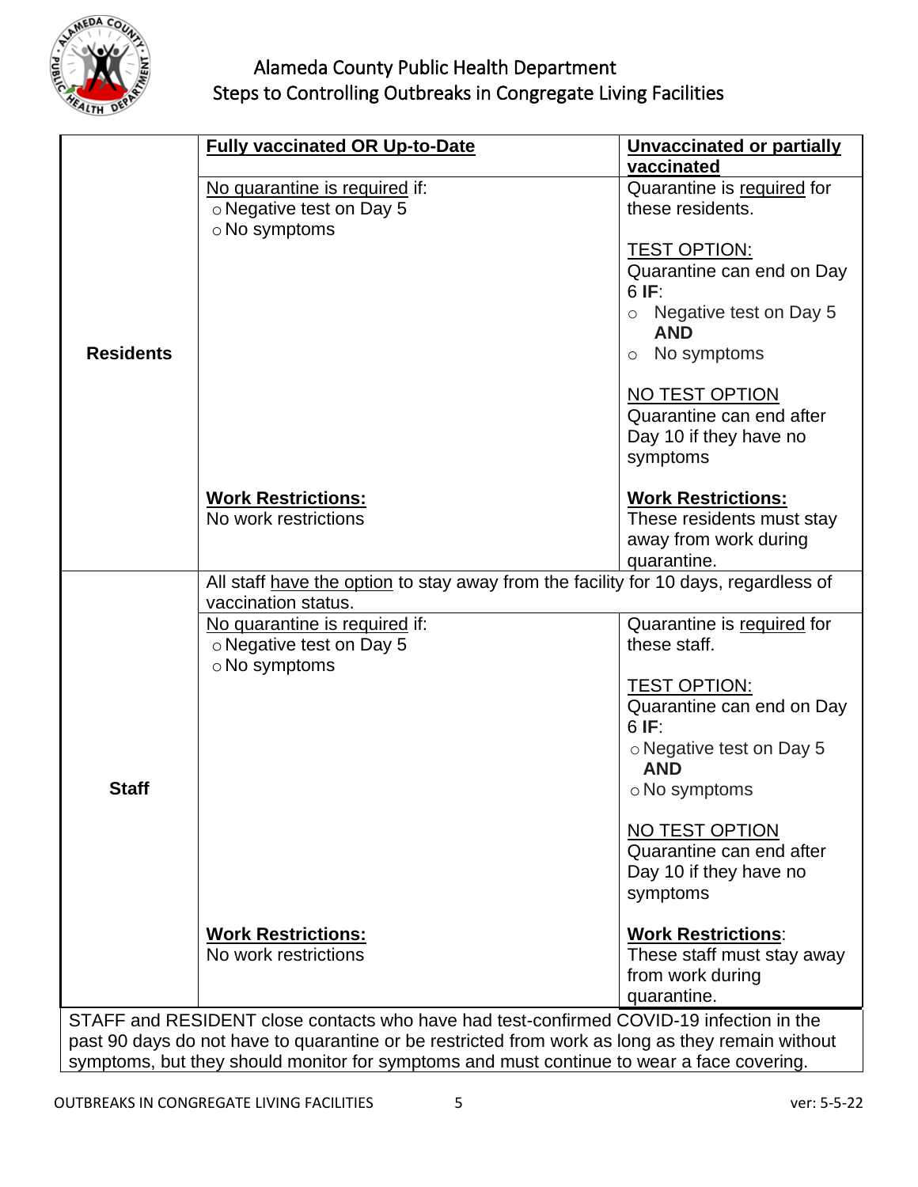| | Fully vaccinated OR Up-to-Date | Unvaccinated or partially vaccinated |
|---|---|---|
| **Residents** | No quarantine is required if:<br>○ Negative test on Day 5<br>○ No symptoms<br><br>**Work Restrictions:**<br>No work restrictions | Quarantine is required for these residents.<br><br>TEST OPTION:<br>Quarantine can end on Day 6 **IF**:<br>○ Negative test on Day 5 **AND**<br>○ No symptoms<br><br>NO TEST OPTION<br>Quarantine can end after Day 10 if they have no symptoms<br><br>**Work Restrictions:**<br>These residents must stay away from work during quarantine. |
| **Staff** | All staff have the option to stay away from the facility for 10 days, regardless of vaccination status.<br><br>No quarantine is required if:<br>○ Negative test on Day 5<br>○ No symptoms<br><br>**Work Restrictions:**<br>No work restrictions | Quarantine is required for these staff.<br><br>TEST OPTION:<br>Quarantine can end on Day 6 **IF**:<br>○ Negative test on Day 5 **AND**<br>○ No symptoms<br><br>NO TEST OPTION<br>Quarantine can end after Day 10 if they have no symptoms<br><br>**Work Restrictions**:<br>These staff must stay away from work during quarantine. |

STAFF and RESIDENT close contacts who have had test-confirmed COVID-19 infection in the past 90 days do not have to quarantine or be restricted from work as long as they remain without symptoms, but they should monitor for symptoms and must continue to wear a face covering.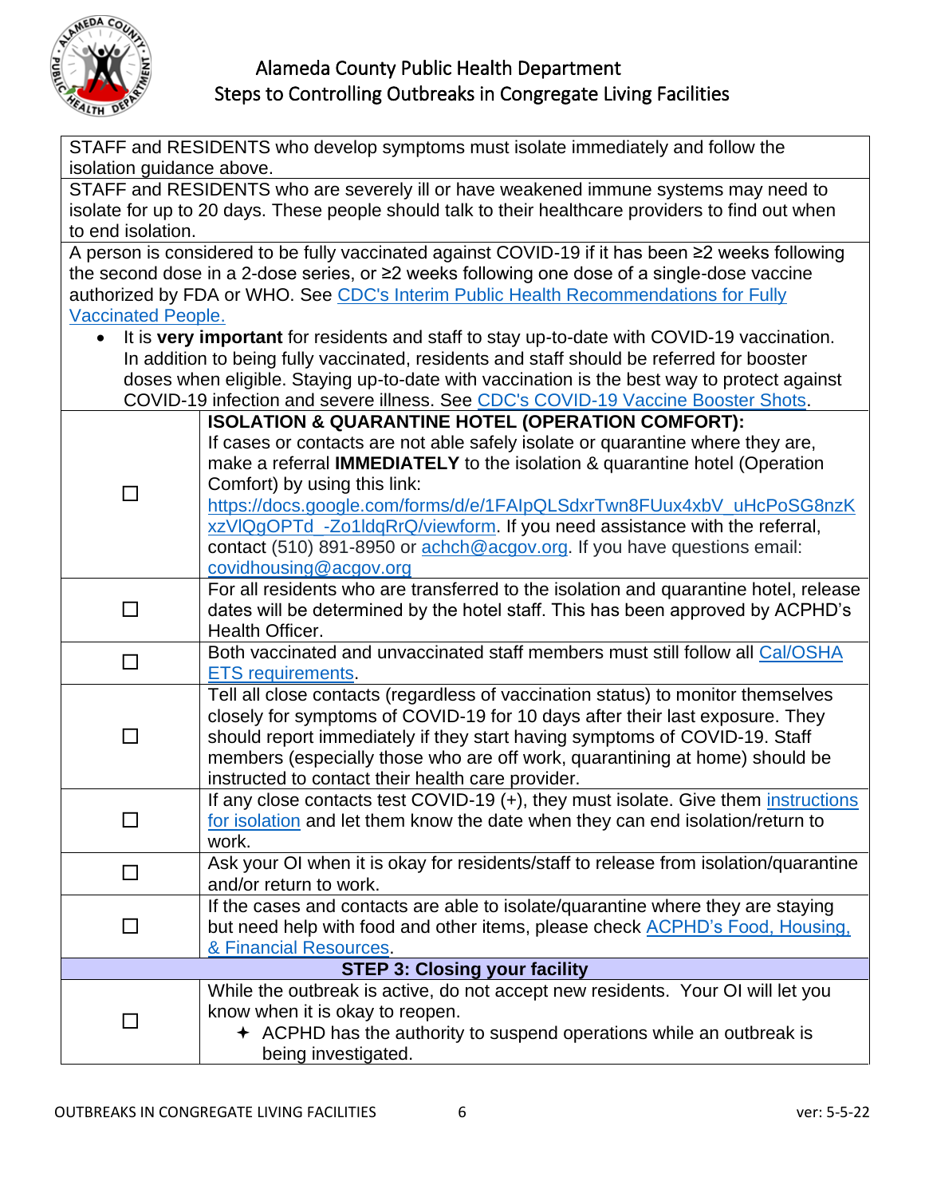| | |
|---|---|
| STAFF and RESIDENTS who develop symptoms must isolate immediately and follow the isolation guidance above. | |
| STAFF and RESIDENTS who are severely ill or have weakened immune systems may need to isolate for up to 20 days. These people should talk to their healthcare providers to find out when to end isolation. | |
| A person is considered to be fully vaccinated against COVID-19 if it has been ≥2 weeks following the second dose in a 2-dose series, or ≥2 weeks following one dose of a single-dose vaccine authorized by FDA or WHO. See CDC's Interim Public Health Recommendations for Fully Vaccinated People. <br>• It is **very important** for residents and staff to stay up-to-date with COVID-19 vaccination. In addition to being fully vaccinated, residents and staff should be referred for booster doses when eligible. Staying up-to-date with vaccination is the best way to protect against COVID-19 infection and severe illness. See CDC's COVID-19 Vaccine Booster Shots. | |
| ☐ | **ISOLATION & QUARANTINE HOTEL (OPERATION COMFORT):** <br>If cases or contacts are not able safely isolate or quarantine where they are, make a referral **IMMEDIATELY** to the isolation & quarantine hotel (Operation Comfort) by using this link: https://docs.google.com/forms/d/e/1FAIpQLSdxrTwn8FUux4xbV_uHcPoSG8nzKxzVlQgOPTd_-Zo1ldqRrQ/viewform. If you need assistance with the referral, contact (510) 891-8950 or achch@acgov.org. If you have questions email: covidhousing@acgov.org |
| ☐ | For all residents who are transferred to the isolation and quarantine hotel, release dates will be determined by the hotel staff. This has been approved by ACPHD's Health Officer. |
| ☐ | Both vaccinated and unvaccinated staff members must still follow all Cal/OSHA ETS requirements. |
| ☐ | Tell all close contacts (regardless of vaccination status) to monitor themselves closely for symptoms of COVID-19 for 10 days after their last exposure. They should report immediately if they start having symptoms of COVID-19. Staff members (especially those who are off work, quarantining at home) should be instructed to contact their health care provider. |
| ☐ | If any close contacts test COVID-19 (+), they must isolate. Give them instructions for isolation and let them know the date when they can end isolation/return to work. |
| ☐ | Ask your OI when it is okay for residents/staff to release from isolation/quarantine and/or return to work. |
| ☐ | If the cases and contacts are able to isolate/quarantine where they are staying but need help with food and other items, please check ACPHD's Food, Housing, & Financial Resources. |
| **STEP 3: Closing your facility** | |
| ☐ | While the outbreak is active, do not accept new residents. Your OI will let you know when it is okay to reopen. <br>✦ ACPHD has the authority to suspend operations while an outbreak is being investigated. |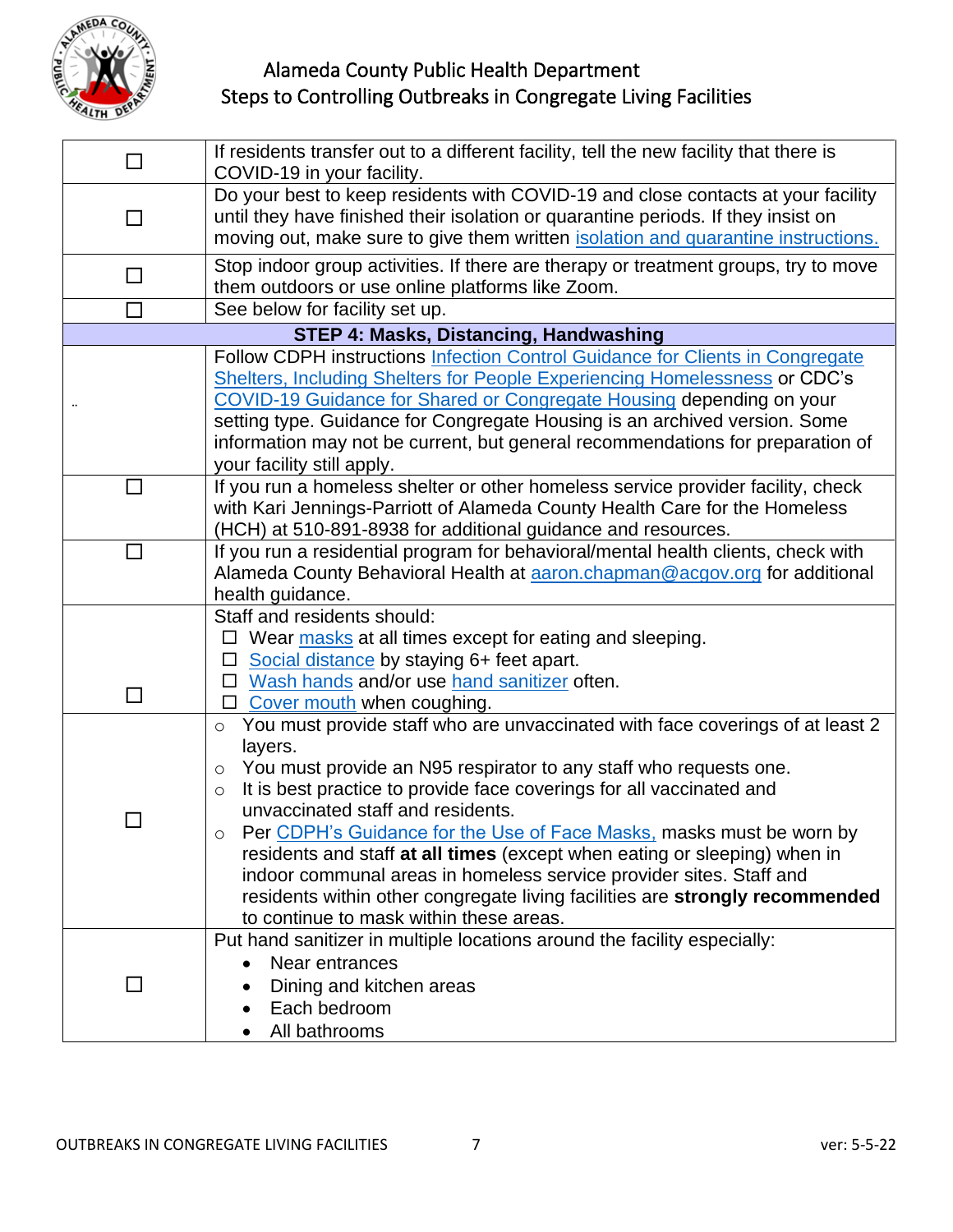| | |
|---|---|
| ☐ | If residents transfer out to a different facility, tell the new facility that there is COVID-19 in your facility. |
| ☐ | Do your best to keep residents with COVID-19 and close contacts at your facility until they have finished their isolation or quarantine periods. If they insist on moving out, make sure to give them written isolation and quarantine instructions. |
| ☐ | Stop indoor group activities. If there are therapy or treatment groups, try to move them outdoors or use online platforms like Zoom. |
| ☐ | See below for facility set up. |
| **STEP 4: Masks, Distancing, Handwashing** | |
| .. | Follow CDPH instructions Infection Control Guidance for Clients in Congregate Shelters, Including Shelters for People Experiencing Homelessness or CDC's COVID-19 Guidance for Shared or Congregate Housing depending on your setting type. Guidance for Congregate Housing is an archived version. Some information may not be current, but general recommendations for preparation of your facility still apply. |
| ☐ | If you run a homeless shelter or other homeless service provider facility, check with Kari Jennings-Parriott of Alameda County Health Care for the Homeless (HCH) at 510-891-8938 for additional guidance and resources. |
| ☐ | If you run a residential program for behavioral/mental health clients, check with Alameda County Behavioral Health at aaron.chapman@acgov.org for additional health guidance. |
| ☐ | Staff and residents should:<br>☐ Wear masks at all times except for eating and sleeping.<br>☐ Social distance by staying 6+ feet apart.<br>☐ Wash hands and/or use hand sanitizer often.<br>☐ Cover mouth when coughing. |
| ☐ | ○ You must provide staff who are unvaccinated with face coverings of at least 2 layers.<br>○ You must provide an N95 respirator to any staff who requests one.<br>○ It is best practice to provide face coverings for all vaccinated and unvaccinated staff and residents.<br>○ Per CDPH's Guidance for the Use of Face Masks, masks must be worn by residents and staff **at all times** (except when eating or sleeping) when in indoor communal areas in homeless service provider sites. Staff and residents within other congregate living facilities are **strongly recommended** to continue to mask within these areas. |
| ☐ | Put hand sanitizer in multiple locations around the facility especially:<br>• Near entrances<br>• Dining and kitchen areas<br>• Each bedroom<br>• All bathrooms |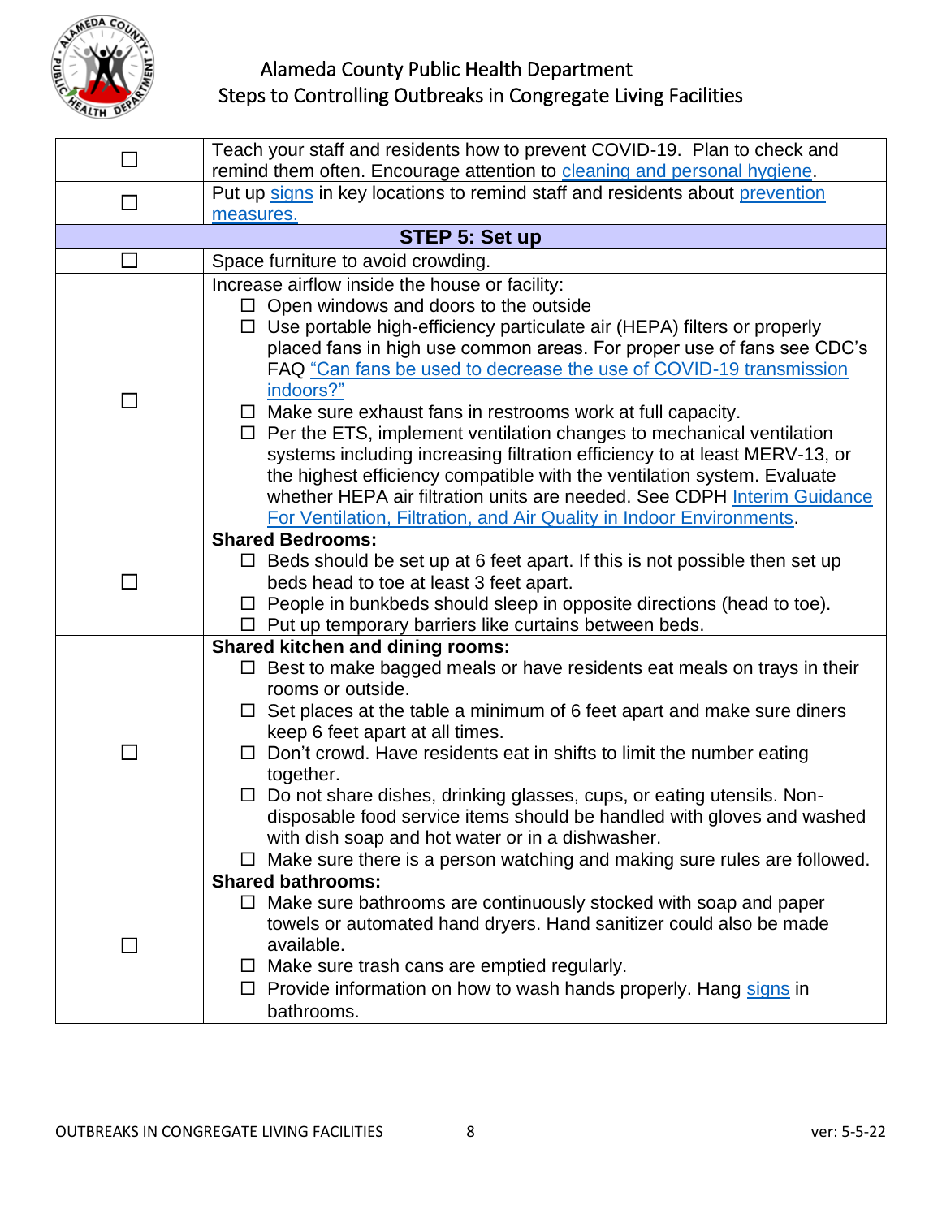| | |
|---|---|
| ☐ | Teach your staff and residents how to prevent COVID-19. Plan to check and remind them often. Encourage attention to cleaning and personal hygiene. |
| ☐ | Put up signs in key locations to remind staff and residents about prevention measures. |
| **STEP 5: Set up** | |
| ☐ | Space furniture to avoid crowding. |
| ☐ | Increase airflow inside the house or facility:<br>☐ Open windows and doors to the outside<br>☐ Use portable high-efficiency particulate air (HEPA) filters or properly placed fans in high use common areas. For proper use of fans see CDC's FAQ "Can fans be used to decrease the use of COVID-19 transmission indoors?"<br>☐ Make sure exhaust fans in restrooms work at full capacity.<br>☐ Per the ETS, implement ventilation changes to mechanical ventilation systems including increasing filtration efficiency to at least MERV-13, or the highest efficiency compatible with the ventilation system. Evaluate whether HEPA air filtration units are needed. See CDPH Interim Guidance For Ventilation, Filtration, and Air Quality in Indoor Environments. |
| ☐ | **Shared Bedrooms:**<br>☐ Beds should be set up at 6 feet apart. If this is not possible then set up beds head to toe at least 3 feet apart.<br>☐ People in bunkbeds should sleep in opposite directions (head to toe).<br>☐ Put up temporary barriers like curtains between beds. |
| ☐ | **Shared kitchen and dining rooms:**<br>☐ Best to make bagged meals or have residents eat meals on trays in their rooms or outside.<br>☐ Set places at the table a minimum of 6 feet apart and make sure diners keep 6 feet apart at all times.<br>☐ Don't crowd. Have residents eat in shifts to limit the number eating together.<br>☐ Do not share dishes, drinking glasses, cups, or eating utensils. Non-disposable food service items should be handled with gloves and washed with dish soap and hot water or in a dishwasher.<br>☐ Make sure there is a person watching and making sure rules are followed. |
| ☐ | **Shared bathrooms:**<br>☐ Make sure bathrooms are continuously stocked with soap and paper towels or automated hand dryers. Hand sanitizer could also be made available.<br>☐ Make sure trash cans are emptied regularly.<br>☐ Provide information on how to wash hands properly. Hang signs in bathrooms. |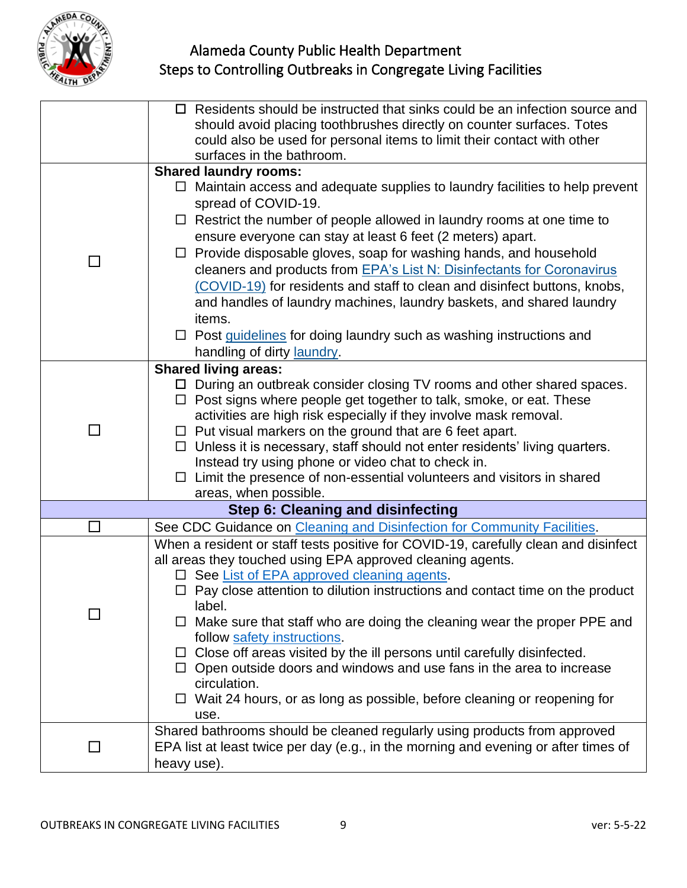| | |
|---|---|
| | ☐ Residents should be instructed that sinks could be an infection source and should avoid placing toothbrushes directly on counter surfaces. Totes could also be used for personal items to limit their contact with other surfaces in the bathroom. |
| ☐ | **Shared laundry rooms:**<br>☐ Maintain access and adequate supplies to laundry facilities to help prevent spread of COVID-19.<br>☐ Restrict the number of people allowed in laundry rooms at one time to ensure everyone can stay at least 6 feet (2 meters) apart.<br>☐ Provide disposable gloves, soap for washing hands, and household cleaners and products from EPA's List N: Disinfectants for Coronavirus (COVID-19) for residents and staff to clean and disinfect buttons, knobs, and handles of laundry machines, laundry baskets, and shared laundry items.<br>☐ Post guidelines for doing laundry such as washing instructions and handling of dirty laundry. |
| ☐ | **Shared living areas:**<br>☐ During an outbreak consider closing TV rooms and other shared spaces.<br>☐ Post signs where people get together to talk, smoke, or eat. These activities are high risk especially if they involve mask removal.<br>☐ Put visual markers on the ground that are 6 feet apart.<br>☐ Unless it is necessary, staff should not enter residents' living quarters. Instead try using phone or video chat to check in.<br>☐ Limit the presence of non-essential volunteers and visitors in shared areas, when possible. |
| **Step 6: Cleaning and disinfecting** | |
| ☐ | See CDC Guidance on Cleaning and Disinfection for Community Facilities. |
| ☐ | When a resident or staff tests positive for COVID-19, carefully clean and disinfect all areas they touched using EPA approved cleaning agents.<br>☐ See List of EPA approved cleaning agents.<br>☐ Pay close attention to dilution instructions and contact time on the product label.<br>☐ Make sure that staff who are doing the cleaning wear the proper PPE and follow safety instructions.<br>☐ Close off areas visited by the ill persons until carefully disinfected.<br>☐ Open outside doors and windows and use fans in the area to increase circulation.<br>☐ Wait 24 hours, or as long as possible, before cleaning or reopening for use. |
| ☐ | Shared bathrooms should be cleaned regularly using products from approved EPA list at least twice per day (e.g., in the morning and evening or after times of heavy use). |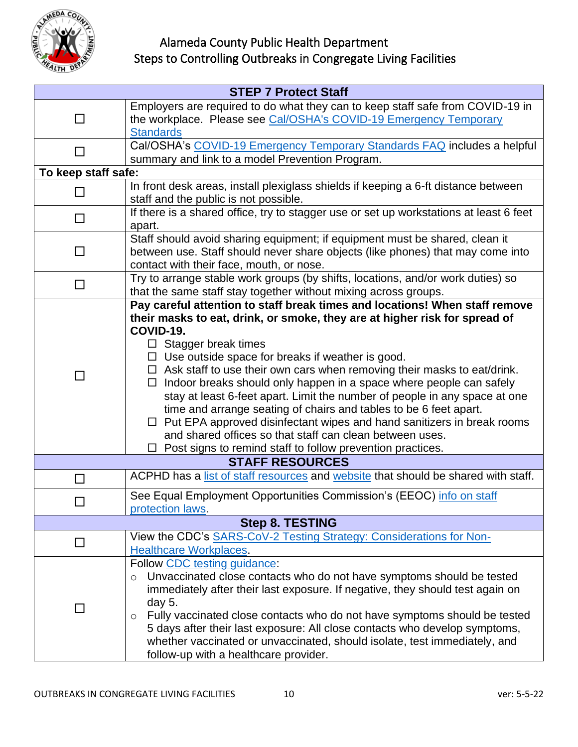Alameda County Public Health Department
Steps to Controlling Outbreaks in Congregate Living Facilities

| STEP 7 Protect Staff | |
|---|---|
| ☐ | Employers are required to do what they can to keep staff safe from COVID-19 in the workplace. Please see Cal/OSHA's COVID-19 Emergency Temporary Standards |
| ☐ | Cal/OSHA's COVID-19 Emergency Temporary Standards FAQ includes a helpful summary and link to a model Prevention Program. |
| **To keep staff safe:** | |
| ☐ | In front desk areas, install plexiglass shields if keeping a 6-ft distance between staff and the public is not possible. |
| ☐ | If there is a shared office, try to stagger use or set up workstations at least 6 feet apart. |
| ☐ | Staff should avoid sharing equipment; if equipment must be shared, clean it between use. Staff should never share objects (like phones) that may come into contact with their face, mouth, or nose. |
| ☐ | Try to arrange stable work groups (by shifts, locations, and/or work duties) so that the same staff stay together without mixing across groups. |
| ☐ | **Pay careful attention to staff break times and locations! When staff remove their masks to eat, drink, or smoke, they are at higher risk for spread of COVID-19.**<br>☐ Stagger break times<br>☐ Use outside space for breaks if weather is good.<br>☐ Ask staff to use their own cars when removing their masks to eat/drink.<br>☐ Indoor breaks should only happen in a space where people can safely stay at least 6-feet apart. Limit the number of people in any space at one time and arrange seating of chairs and tables to be 6 feet apart.<br>☐ Put EPA approved disinfectant wipes and hand sanitizers in break rooms and shared offices so that staff can clean between uses.<br>☐ Post signs to remind staff to follow prevention practices. |
| **STAFF RESOURCES** | |
| ☐ | ACPHD has a list of staff resources and website that should be shared with staff. |
| ☐ | See Equal Employment Opportunities Commission's (EEOC) info on staff protection laws. |
| **Step 8. TESTING** | |
| ☐ | View the CDC's SARS-CoV-2 Testing Strategy: Considerations for Non-Healthcare Workplaces. |
| ☐ | Follow CDC testing guidance:<br>○ Unvaccinated close contacts who do not have symptoms should be tested immediately after their last exposure. If negative, they should test again on day 5.<br>○ Fully vaccinated close contacts who do not have symptoms should be tested 5 days after their last exposure: All close contacts who develop symptoms, whether vaccinated or unvaccinated, should isolate, test immediately, and follow-up with a healthcare provider. |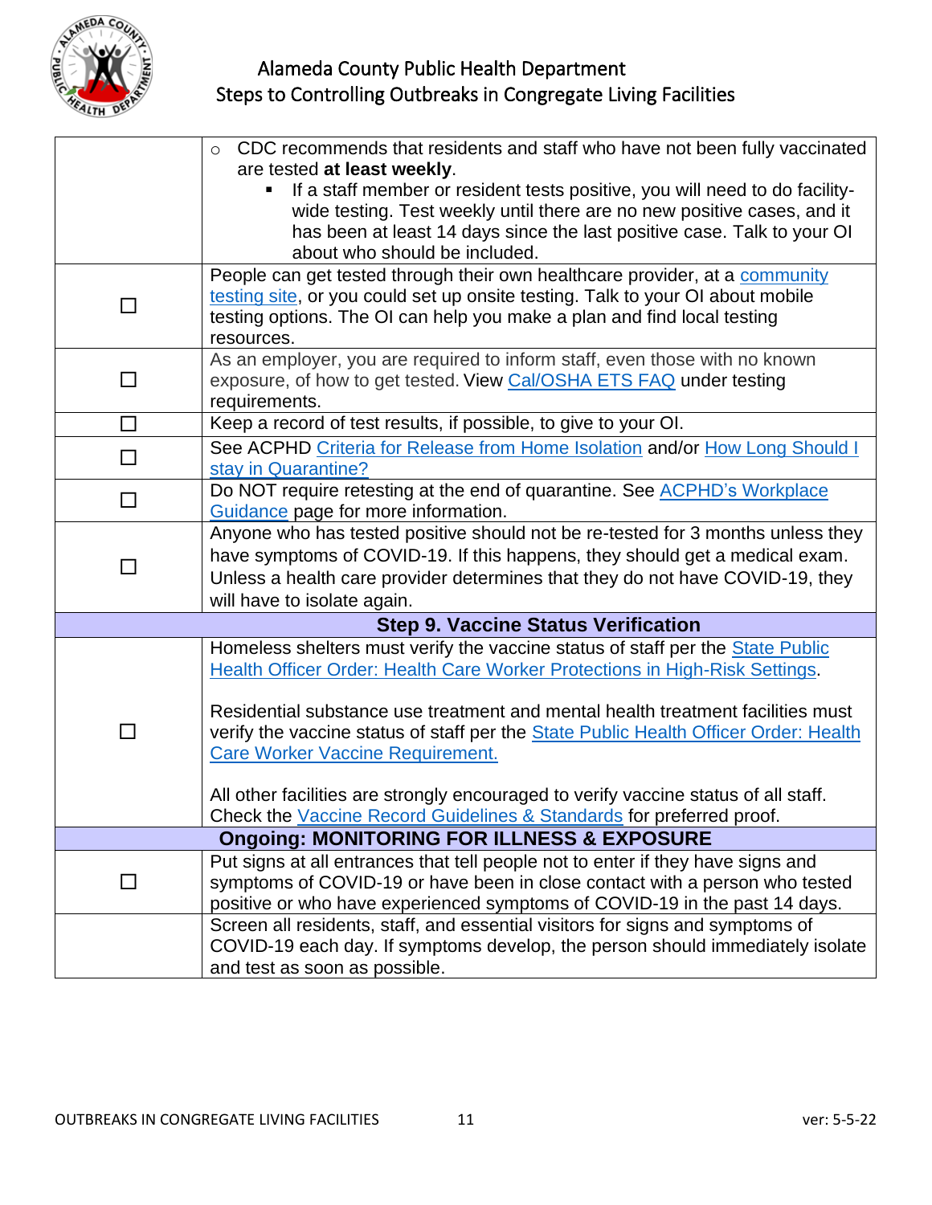| | |
|---|---|
| | ○ CDC recommends that residents and staff who have not been fully vaccinated are tested **at least weekly**.<br>▪ If a staff member or resident tests positive, you will need to do facility-wide testing. Test weekly until there are no new positive cases, and it has been at least 14 days since the last positive case. Talk to your OI about who should be included. |
| ☐ | People can get tested through their own healthcare provider, at a community testing site, or you could set up onsite testing. Talk to your OI about mobile testing options. The OI can help you make a plan and find local testing resources. |
| ☐ | As an employer, you are required to inform staff, even those with no known exposure, of how to get tested. View Cal/OSHA ETS FAQ under testing requirements. |
| ☐ | Keep a record of test results, if possible, to give to your OI. |
| ☐ | See ACPHD Criteria for Release from Home Isolation and/or How Long Should I stay in Quarantine? |
| ☐ | Do NOT require retesting at the end of quarantine. See ACPHD's Workplace Guidance page for more information. |
| ☐ | Anyone who has tested positive should not be re-tested for 3 months unless they have symptoms of COVID-19. If this happens, they should get a medical exam. Unless a health care provider determines that they do not have COVID-19, they will have to isolate again. |
| **Step 9. Vaccine Status Verification** | |
| ☐ | Homeless shelters must verify the vaccine status of staff per the State Public Health Officer Order: Health Care Worker Protections in High-Risk Settings.<br><br>Residential substance use treatment and mental health treatment facilities must verify the vaccine status of staff per the State Public Health Officer Order: Health Care Worker Vaccine Requirement.<br><br>All other facilities are strongly encouraged to verify vaccine status of all staff. Check the Vaccine Record Guidelines & Standards for preferred proof. |
| **Ongoing: MONITORING FOR ILLNESS & EXPOSURE** | |
| ☐ | Put signs at all entrances that tell people not to enter if they have signs and symptoms of COVID-19 or have been in close contact with a person who tested positive or who have experienced symptoms of COVID-19 in the past 14 days. |
| | Screen all residents, staff, and essential visitors for signs and symptoms of COVID-19 each day. If symptoms develop, the person should immediately isolate and test as soon as possible. |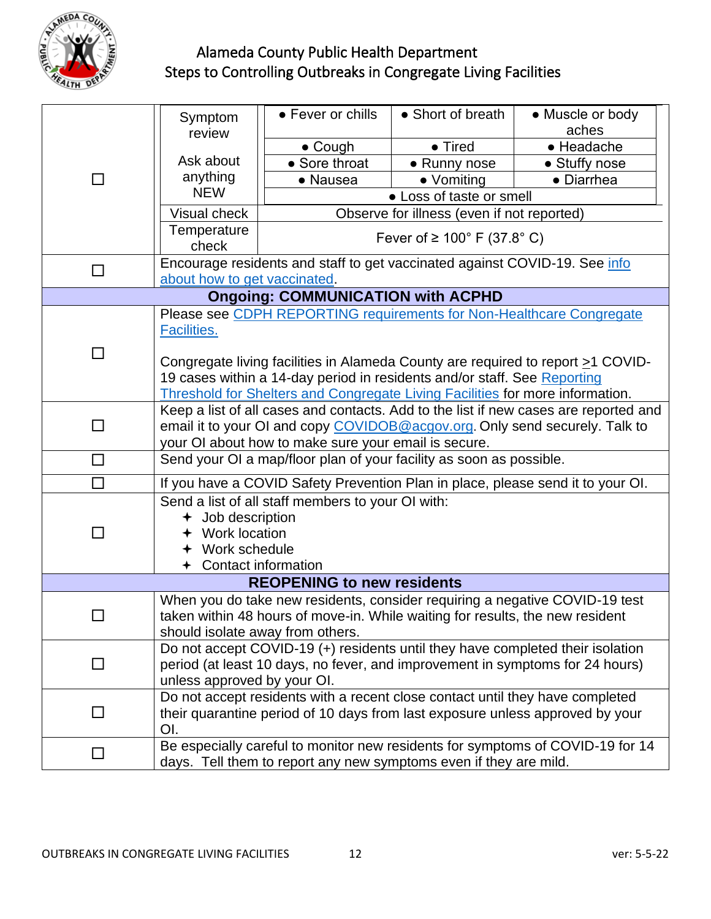| | | | | |
|---|---|---|---|---|
| ☐ | Symptom review<br><br>Ask about anything NEW | • Fever or chills | • Short of breath | • Muscle or body aches |
| | | • Cough | • Tired | • Headache |
| | | • Sore throat | • Runny nose | • Stuffy nose |
| | | • Nausea | • Vomiting | • Diarrhea |
| | | • Loss of taste or smell | | |
| | Visual check | Observe for illness (even if not reported) | | |
| | Temperature check | Fever of ≥ 100° F (37.8° C) | | |
| ☐ | Encourage residents and staff to get vaccinated against COVID-19. See info about how to get vaccinated. | | | |
| **Ongoing: COMMUNICATION with ACPHD** | | | | |
| ☐ | Please see CDPH REPORTING requirements for Non-Healthcare Congregate Facilities.<br><br>Congregate living facilities in Alameda County are required to report ≥1 COVID-19 cases within a 14-day period in residents and/or staff. See Reporting Threshold for Shelters and Congregate Living Facilities for more information. | | | |
| ☐ | Keep a list of all cases and contacts. Add to the list if new cases are reported and email it to your OI and copy COVIDOB@acgov.org. Only send securely. Talk to your OI about how to make sure your email is secure. | | | |
| ☐ | Send your OI a map/floor plan of your facility as soon as possible. | | | |
| ☐ | If you have a COVID Safety Prevention Plan in place, please send it to your OI. | | | |
| ☐ | Send a list of all staff members to your OI with:<br>✦ Job description<br>✦ Work location<br>✦ Work schedule<br>✦ Contact information | | | |
| **REOPENING to new residents** | | | | |
| ☐ | When you do take new residents, consider requiring a negative COVID-19 test taken within 48 hours of move-in. While waiting for results, the new resident should isolate away from others. | | | |
| ☐ | Do not accept COVID-19 (+) residents until they have completed their isolation period (at least 10 days, no fever, and improvement in symptoms for 24 hours) unless approved by your OI. | | | |
| ☐ | Do not accept residents with a recent close contact until they have completed their quarantine period of 10 days from last exposure unless approved by your OI. | | | |
| ☐ | Be especially careful to monitor new residents for symptoms of COVID-19 for 14 days. Tell them to report any new symptoms even if they are mild. | | | |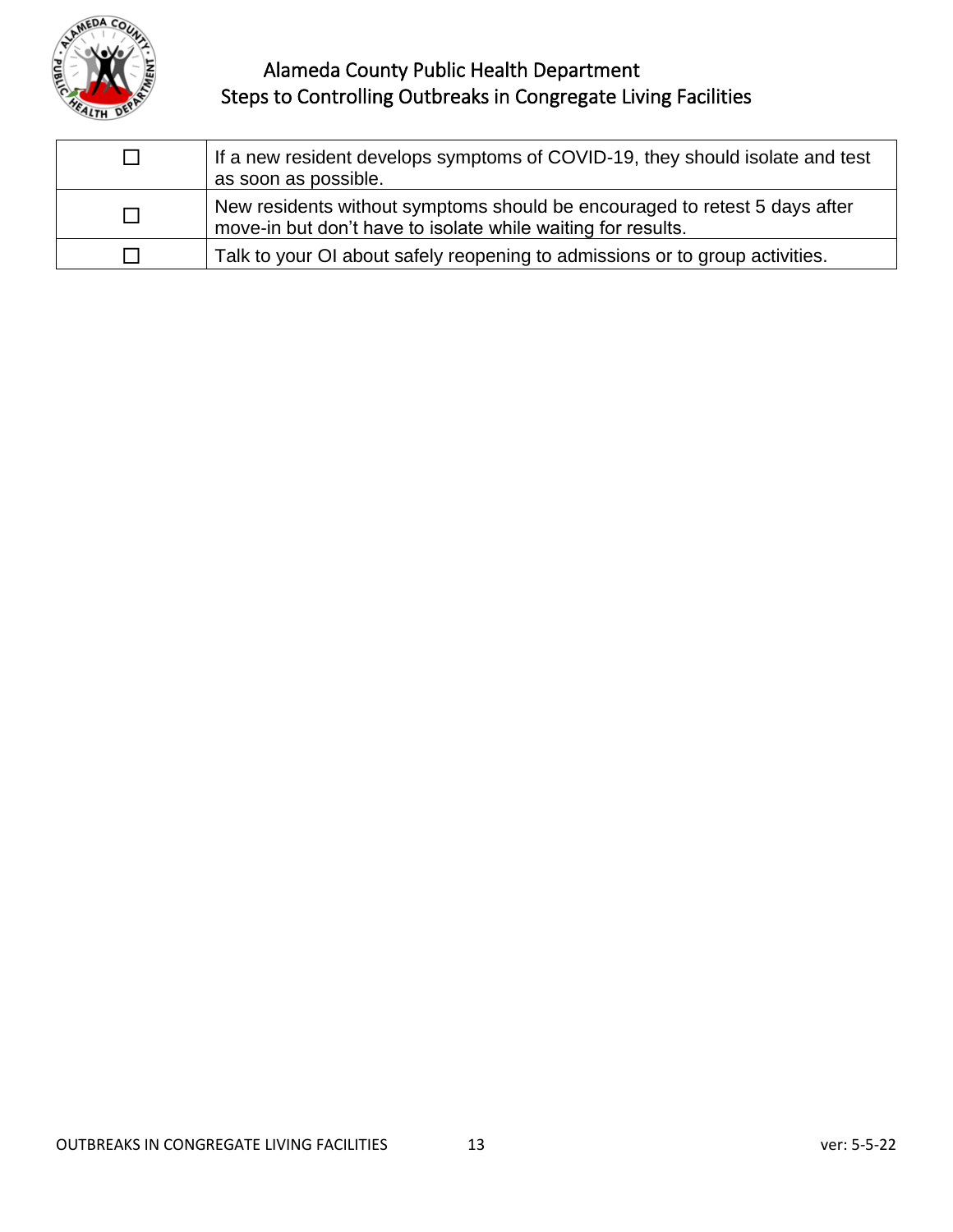| | |
|---|---|
| ☐ | If a new resident develops symptoms of COVID-19, they should isolate and test as soon as possible. |
| ☐ | New residents without symptoms should be encouraged to retest 5 days after move-in but don't have to isolate while waiting for results. |
| ☐ | Talk to your OI about safely reopening to admissions or to group activities. |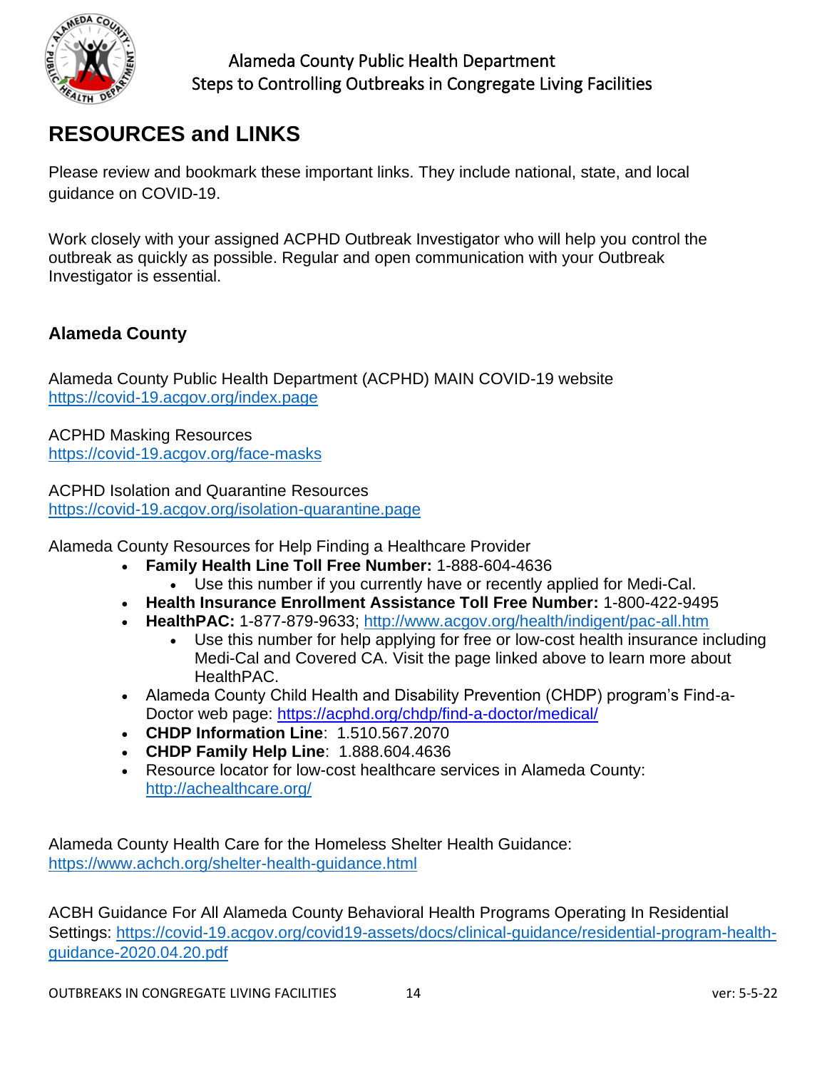## RESOURCES and LINKS

Please review and bookmark these important links. They include national, state, and local guidance on COVID-19.

Work closely with your assigned ACPHD Outbreak Investigator who will help you control the outbreak as quickly as possible. Regular and open communication with your Outbreak Investigator is essential.

### Alameda County

Alameda County Public Health Department (ACPHD) MAIN COVID-19 website
https://covid-19.acgov.org/index.page

ACPHD Masking Resources
https://covid-19.acgov.org/face-masks

ACPHD Isolation and Quarantine Resources
https://covid-19.acgov.org/isolation-quarantine.page

Alameda County Resources for Help Finding a Healthcare Provider

- **Family Health Line Toll Free Number:** 1-888-604-4636
  - Use this number if you currently have or recently applied for Medi-Cal.
- **Health Insurance Enrollment Assistance Toll Free Number:** 1-800-422-9495
- **HealthPAC:** 1-877-879-9633; http://www.acgov.org/health/indigent/pac-all.htm
  - Use this number for help applying for free or low-cost health insurance including Medi-Cal and Covered CA. Visit the page linked above to learn more about HealthPAC.
- Alameda County Child Health and Disability Prevention (CHDP) program's Find-a-Doctor web page: https://acphd.org/chdp/find-a-doctor/medical/
- **CHDP Information Line**: 1.510.567.2070
- **CHDP Family Help Line**: 1.888.604.4636
- Resource locator for low-cost healthcare services in Alameda County: http://achealthcare.org/

Alameda County Health Care for the Homeless Shelter Health Guidance:
https://www.achch.org/shelter-health-guidance.html

ACBH Guidance For All Alameda County Behavioral Health Programs Operating In Residential Settings: https://covid-19.acgov.org/covid19-assets/docs/clinical-guidance/residential-program-health-guidance-2020.04.20.pdf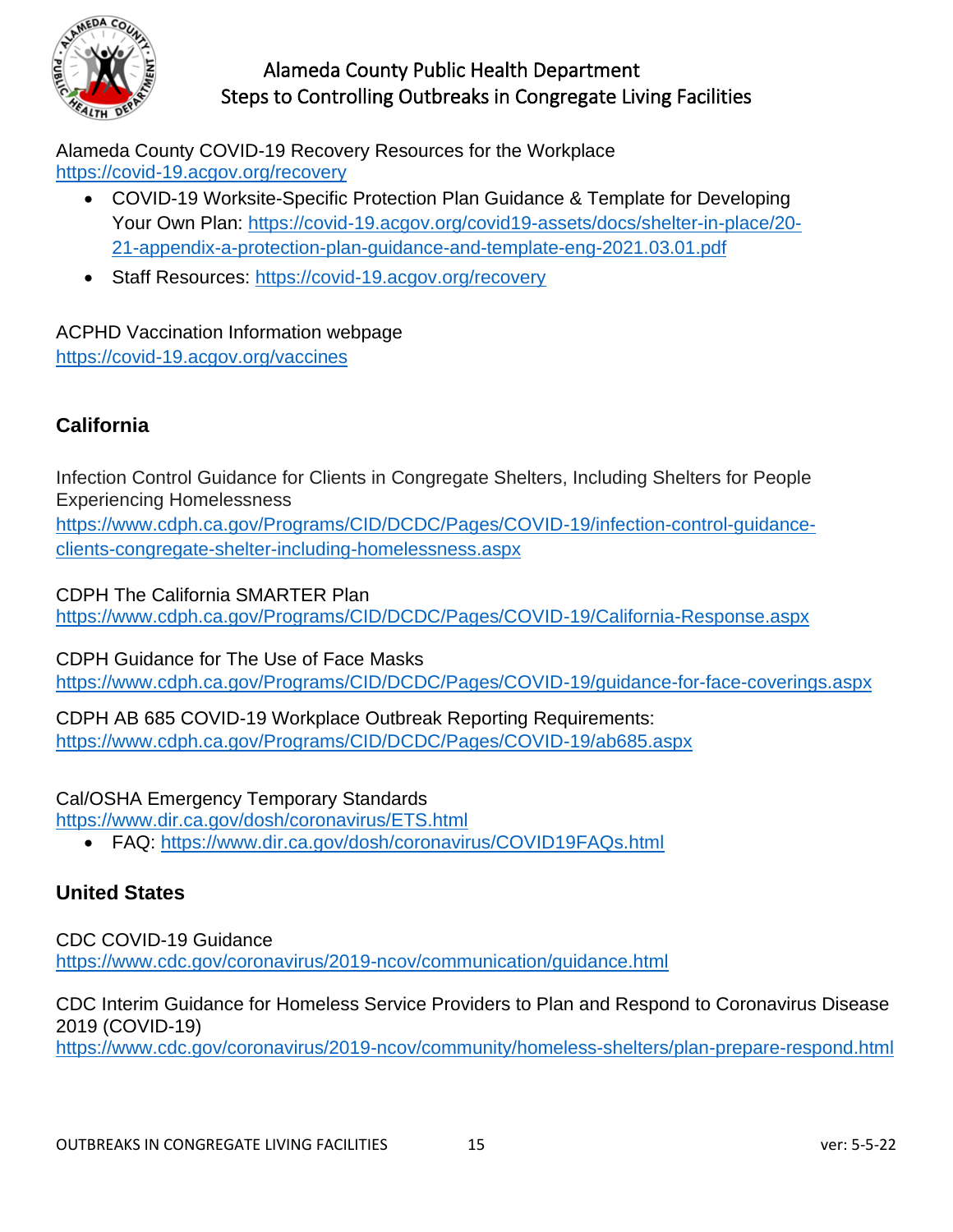Alameda County COVID-19 Recovery Resources for the Workplace
https://covid-19.acgov.org/recovery

- COVID-19 Worksite-Specific Protection Plan Guidance & Template for Developing Your Own Plan: https://covid-19.acgov.org/covid19-assets/docs/shelter-in-place/20-21-appendix-a-protection-plan-guidance-and-template-eng-2021.03.01.pdf
- Staff Resources: https://covid-19.acgov.org/recovery

ACPHD Vaccination Information webpage
https://covid-19.acgov.org/vaccines

## California

Infection Control Guidance for Clients in Congregate Shelters, Including Shelters for People Experiencing Homelessness
https://www.cdph.ca.gov/Programs/CID/DCDC/Pages/COVID-19/infection-control-guidance-clients-congregate-shelter-including-homelessness.aspx

CDPH The California SMARTER Plan
https://www.cdph.ca.gov/Programs/CID/DCDC/Pages/COVID-19/California-Response.aspx

CDPH Guidance for The Use of Face Masks
https://www.cdph.ca.gov/Programs/CID/DCDC/Pages/COVID-19/guidance-for-face-coverings.aspx

CDPH AB 685 COVID-19 Workplace Outbreak Reporting Requirements:
https://www.cdph.ca.gov/Programs/CID/DCDC/Pages/COVID-19/ab685.aspx

Cal/OSHA Emergency Temporary Standards
https://www.dir.ca.gov/dosh/coronavirus/ETS.html

- FAQ: https://www.dir.ca.gov/dosh/coronavirus/COVID19FAQs.html

## United States

CDC COVID-19 Guidance
https://www.cdc.gov/coronavirus/2019-ncov/communication/guidance.html

CDC Interim Guidance for Homeless Service Providers to Plan and Respond to Coronavirus Disease 2019 (COVID-19)
https://www.cdc.gov/coronavirus/2019-ncov/community/homeless-shelters/plan-prepare-respond.html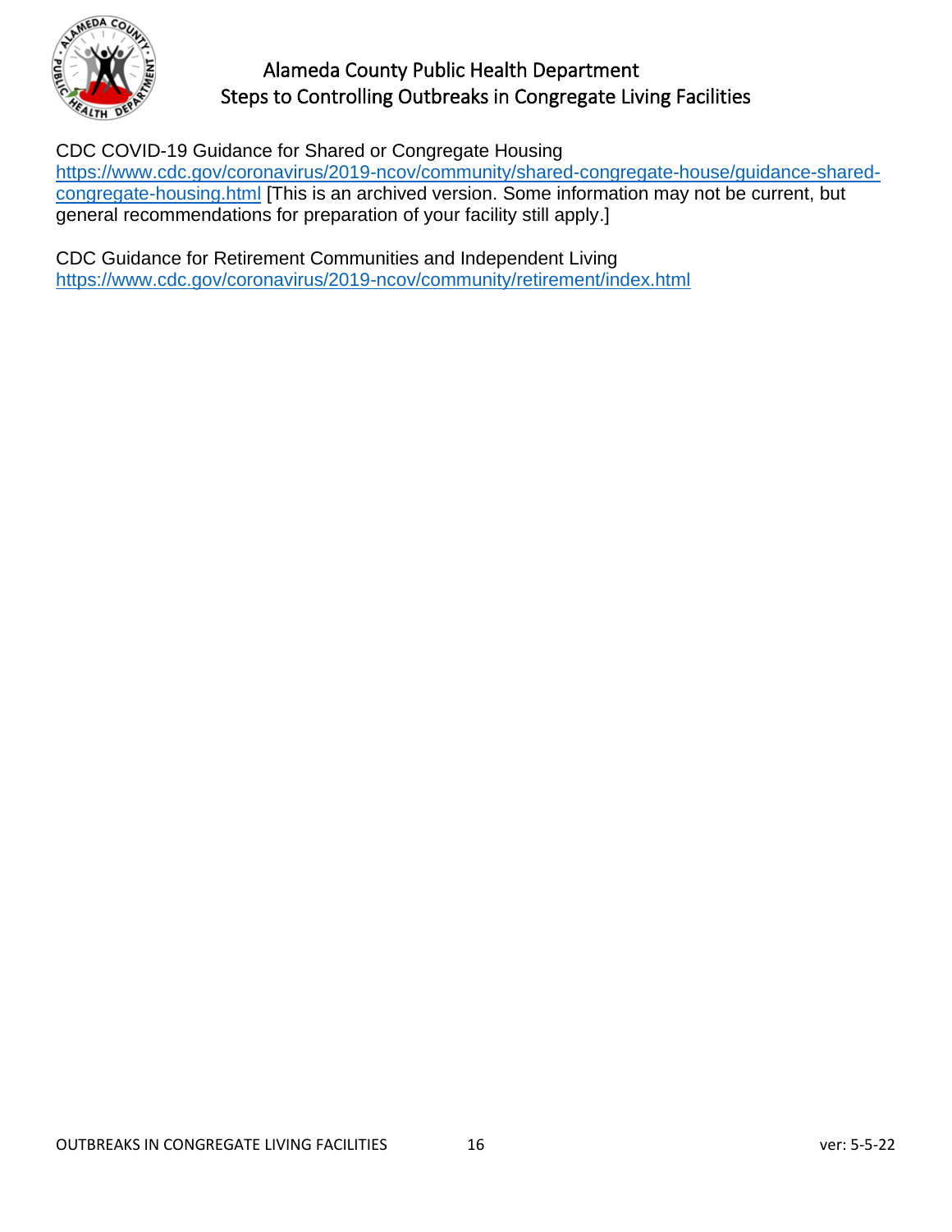CDC COVID-19 Guidance for Shared or Congregate Housing
https://www.cdc.gov/coronavirus/2019-ncov/community/shared-congregate-house/guidance-shared-congregate-housing.html [This is an archived version. Some information may not be current, but general recommendations for preparation of your facility still apply.]

CDC Guidance for Retirement Communities and Independent Living
https://www.cdc.gov/coronavirus/2019-ncov/community/retirement/index.html